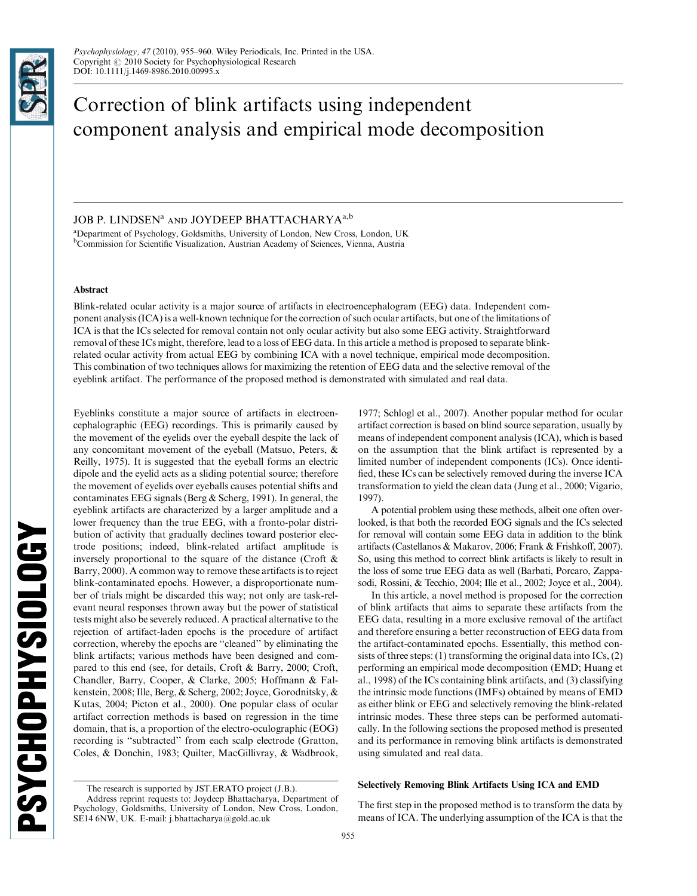# Correction of blink artifacts using independent component analysis and empirical mode decomposition

JOB P. LINDSEN[a] AND JOYDEEP BHATTACHARYA[a,b]

[a]Department of Psychology, Goldsmiths, University of London, New Cross, London, UK
[b]Commission for Scientific Visualization, Austrian Academy of Sciences, Vienna, Austria

### Abstract

Blink-related ocular activity is a major source of artifacts in electroencephalogram (EEG) data. Independent component analysis (ICA) is a well-known technique for the correction of such ocular artifacts, but one of the limitations of ICA is that the ICs selected for removal contain not only ocular activity but also some EEG activity. Straightforward removal of these ICs might, therefore, lead to a loss of EEG data. In this article a method is proposed to separate blink-related ocular activity from actual EEG by combining ICA with a novel technique, empirical mode decomposition. This combination of two techniques allows for maximizing the retention of EEG data and the selective removal of the eyeblink artifact. The performance of the proposed method is demonstrated with simulated and real data.

Eyeblinks constitute a major source of artifacts in electroencephalographic (EEG) recordings. This is primarily caused by the movement of the eyelids over the eyeball despite the lack of any concomitant movement of the eyeball (Matsuo, Peters, & Reilly, 1975). It is suggested that the eyeball forms an electric dipole and the eyelid acts as a sliding potential source; therefore the movement of eyelids over eyeballs causes potential shifts and contaminates EEG signals (Berg & Scherg, 1991). In general, the eyeblink artifacts are characterized by a larger amplitude and a lower frequency than the true EEG, with a fronto-polar distribution of activity that gradually declines toward posterior electrode positions; indeed, blink-related artifact amplitude is inversely proportional to the square of the distance (Croft & Barry, 2000). A common way to remove these artifacts is to reject blink-contaminated epochs. However, a disproportionate number of trials might be discarded this way; not only are task-relevant neural responses thrown away but the power of statistical tests might also be severely reduced. A practical alternative to the rejection of artifact-laden epochs is the procedure of artifact correction, whereby the epochs are "cleaned" by eliminating the blink artifacts; various methods have been designed and compared to this end (see, for details, Croft & Barry, 2000; Croft, Chandler, Barry, Cooper, & Clarke, 2005; Hoffmann & Falkenstein, 2008; Ille, Berg, & Scherg, 2002; Joyce, Gorodnitsky, & Kutas, 2004; Picton et al., 2000). One popular class of ocular artifact correction methods is based on regression in the time domain, that is, a proportion of the electro-oculographic (EOG) recording is "subtracted" from each scalp electrode (Gratton, Coles, & Donchin, 1983; Quilter, MacGillivray, & Wadbrook, 1977; Schlogl et al., 2007). Another popular method for ocular artifact correction is based on blind source separation, usually by means of independent component analysis (ICA), which is based on the assumption that the blink artifact is represented by a limited number of independent components (ICs). Once identified, these ICs can be selectively removed during the inverse ICA transformation to yield the clean data (Jung et al., 2000; Vigario, 1997).

A potential problem using these methods, albeit one often overlooked, is that both the recorded EOG signals and the ICs selected for removal will contain some EEG data in addition to the blink artifacts (Castellanos & Makarov, 2006; Frank & Frishkoff, 2007). So, using this method to correct blink artifacts is likely to result in the loss of some true EEG data as well (Barbati, Porcaro, Zappasodi, Rossini, & Tecchio, 2004; Ille et al., 2002; Joyce et al., 2004).

In this article, a novel method is proposed for the correction of blink artifacts that aims to separate these artifacts from the EEG data, resulting in a more exclusive removal of the artifact and therefore ensuring a better reconstruction of EEG data from the artifact-contaminated epochs. Essentially, this method consists of three steps: (1) transforming the original data into ICs, (2) performing an empirical mode decomposition (EMD; Huang et al., 1998) of the ICs containing blink artifacts, and (3) classifying the intrinsic mode functions (IMFs) obtained by means of EMD as either blink or EEG and selectively removing the blink-related intrinsic modes. These three steps can be performed automatically. In the following sections the proposed method is presented and its performance in removing blink artifacts is demonstrated using simulated and real data.

## Selectively Removing Blink Artifacts Using ICA and EMD

The first step in the proposed method is to transform the data by means of ICA. The underlying assumption of the ICA is that the

---

The research is supported by JST.ERATO project (J.B.).

Address reprint requests to: Joydeep Bhattacharya, Department of Psychology, Goldsmiths, University of London, New Cross, London, SE14 6NW, UK. E-mail: j.bhattacharya@gold.ac.uk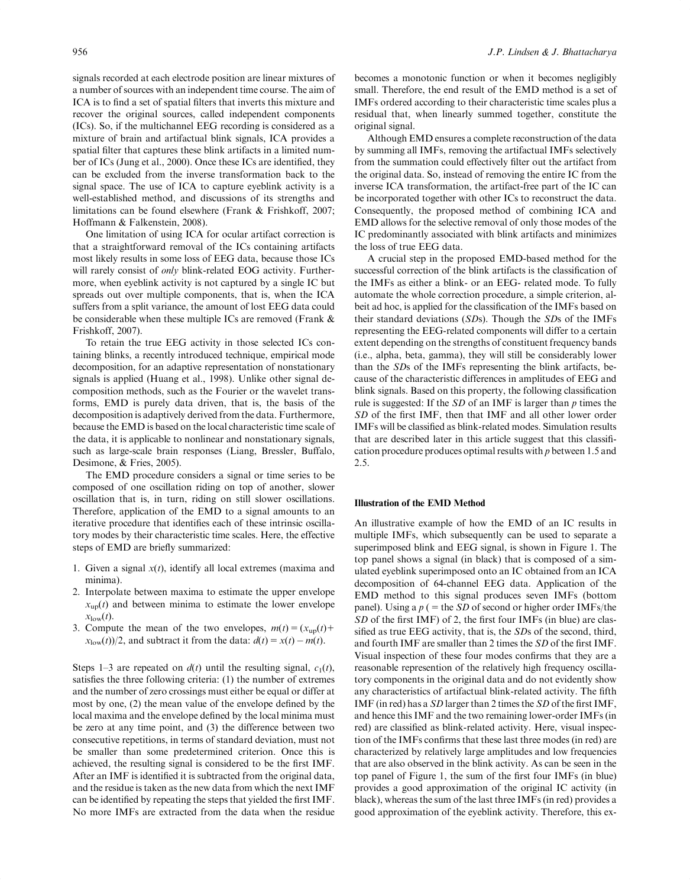signals recorded at each electrode position are linear mixtures of a number of sources with an independent time course. The aim of ICA is to find a set of spatial filters that inverts this mixture and recover the original sources, called independent components (ICs). So, if the multichannel EEG recording is considered as a mixture of brain and artifactual blink signals, ICA provides a spatial filter that captures these blink artifacts in a limited number of ICs (Jung et al., 2000). Once these ICs are identified, they can be excluded from the inverse transformation back to the signal space. The use of ICA to capture eyeblink activity is a well-established method, and discussions of its strengths and limitations can be found elsewhere (Frank & Frishkoff, 2007; Hoffmann & Falkenstein, 2008).

One limitation of using ICA for ocular artifact correction is that a straightforward removal of the ICs containing artifacts most likely results in some loss of EEG data, because those ICs will rarely consist of *only* blink-related EOG activity. Furthermore, when eyeblink activity is not captured by a single IC but spreads out over multiple components, that is, when the ICA suffers from a split variance, the amount of lost EEG data could be considerable when these multiple ICs are removed (Frank & Frishkoff, 2007).

To retain the true EEG activity in those selected ICs containing blinks, a recently introduced technique, empirical mode decomposition, for an adaptive representation of nonstationary signals is applied (Huang et al., 1998). Unlike other signal decomposition methods, such as the Fourier or the wavelet transforms, EMD is purely data driven, that is, the basis of the decomposition is adaptively derived from the data. Furthermore, because the EMD is based on the local characteristic time scale of the data, it is applicable to nonlinear and nonstationary signals, such as large-scale brain responses (Liang, Bressler, Buffalo, Desimone, & Fries, 2005).

The EMD procedure considers a signal or time series to be composed of one oscillation riding on top of another, slower oscillation that is, in turn, riding on still slower oscillations. Therefore, application of the EMD to a signal amounts to an iterative procedure that identifies each of these intrinsic oscillatory modes by their characteristic time scales. Here, the effective steps of EMD are briefly summarized:

1. Given a signal $x(t)$, identify all local extremes (maxima and minima).
2. Interpolate between maxima to estimate the upper envelope $x_{\mathrm{up}}(t)$ and between minima to estimate the lower envelope $x_{\mathrm{low}}(t)$.
3. Compute the mean of the two envelopes, $m(t) = (x_{\mathrm{up}}(t) + x_{\mathrm{low}}(t))/2$, and subtract it from the data: $d(t) = x(t) - m(t)$.

Steps 1–3 are repeated on $d(t)$ until the resulting signal, $c_1(t)$, satisfies the three following criteria: (1) the number of extremes and the number of zero crossings must either be equal or differ at most by one, (2) the mean value of the envelope defined by the local maxima and the envelope defined by the local minima must be zero at any time point, and (3) the difference between two consecutive repetitions, in terms of standard deviation, must not be smaller than some predetermined criterion. Once this is achieved, the resulting signal is considered to be the first IMF. After an IMF is identified it is subtracted from the original data, and the residue is taken as the new data from which the next IMF can be identified by repeating the steps that yielded the first IMF. No more IMFs are extracted from the data when the residue becomes a monotonic function or when it becomes negligibly small. Therefore, the end result of the EMD method is a set of IMFs ordered according to their characteristic time scales plus a residual that, when linearly summed together, constitute the original signal.

Although EMD ensures a complete reconstruction of the data by summing all IMFs, removing the artifactual IMFs selectively from the summation could effectively filter out the artifact from the original data. So, instead of removing the entire IC from the inverse ICA transformation, the artifact-free part of the IC can be incorporated together with other ICs to reconstruct the data. Consequently, the proposed method of combining ICA and EMD allows for the selective removal of only those modes of the IC predominantly associated with blink artifacts and minimizes the loss of true EEG data.

A crucial step in the proposed EMD-based method for the successful correction of the blink artifacts is the classification of the IMFs as either a blink- or an EEG- related mode. To fully automate the whole correction procedure, a simple criterion, albeit ad hoc, is applied for the classification of the IMFs based on their standard deviations (*SD*s). Though the *SD*s of the IMFs representing the EEG-related components will differ to a certain extent depending on the strengths of constituent frequency bands (i.e., alpha, beta, gamma), they will still be considerably lower than the *SD*s of the IMFs representing the blink artifacts, because of the characteristic differences in amplitudes of EEG and blink signals. Based on this property, the following classification rule is suggested: If the *SD* of an IMF is larger than $p$ times the *SD* of the first IMF, then that IMF and all other lower order IMFs will be classified as blink-related modes. Simulation results that are described later in this article suggest that this classification procedure produces optimal results with $p$ between 1.5 and 2.5.

#### Illustration of the EMD Method

An illustrative example of how the EMD of an IC results in multiple IMFs, which subsequently can be used to separate a superimposed blink and EEG signal, is shown in Figure 1. The top panel shows a signal (in black) that is composed of a simulated eyeblink superimposed onto an IC obtained from an ICA decomposition of 64-channel EEG data. Application of the EMD method to this signal produces seven IMFs (bottom panel). Using a $p$ ( = the *SD* of second or higher order IMFs/the *SD* of the first IMF) of 2, the first four IMFs (in blue) are classified as true EEG activity, that is, the *SD*s of the second, third, and fourth IMF are smaller than 2 times the *SD* of the first IMF. Visual inspection of these four modes confirms that they are a reasonable representation of the relatively high frequency oscillatory components in the original data and do not evidently show any characteristics of artifactual blink-related activity. The fifth IMF (in red) has a *SD* larger than 2 times the *SD* of the first IMF, and hence this IMF and the two remaining lower-order IMFs (in red) are classified as blink-related activity. Here, visual inspection of the IMFs confirms that these last three modes (in red) are characterized by relatively large amplitudes and low frequencies that are also observed in the blink activity. As can be seen in the top panel of Figure 1, the sum of the first four IMFs (in blue) provides a good approximation of the original IC activity (in black), whereas the sum of the last three IMFs (in red) provides a good approximation of the eyeblink activity. Therefore, this ex-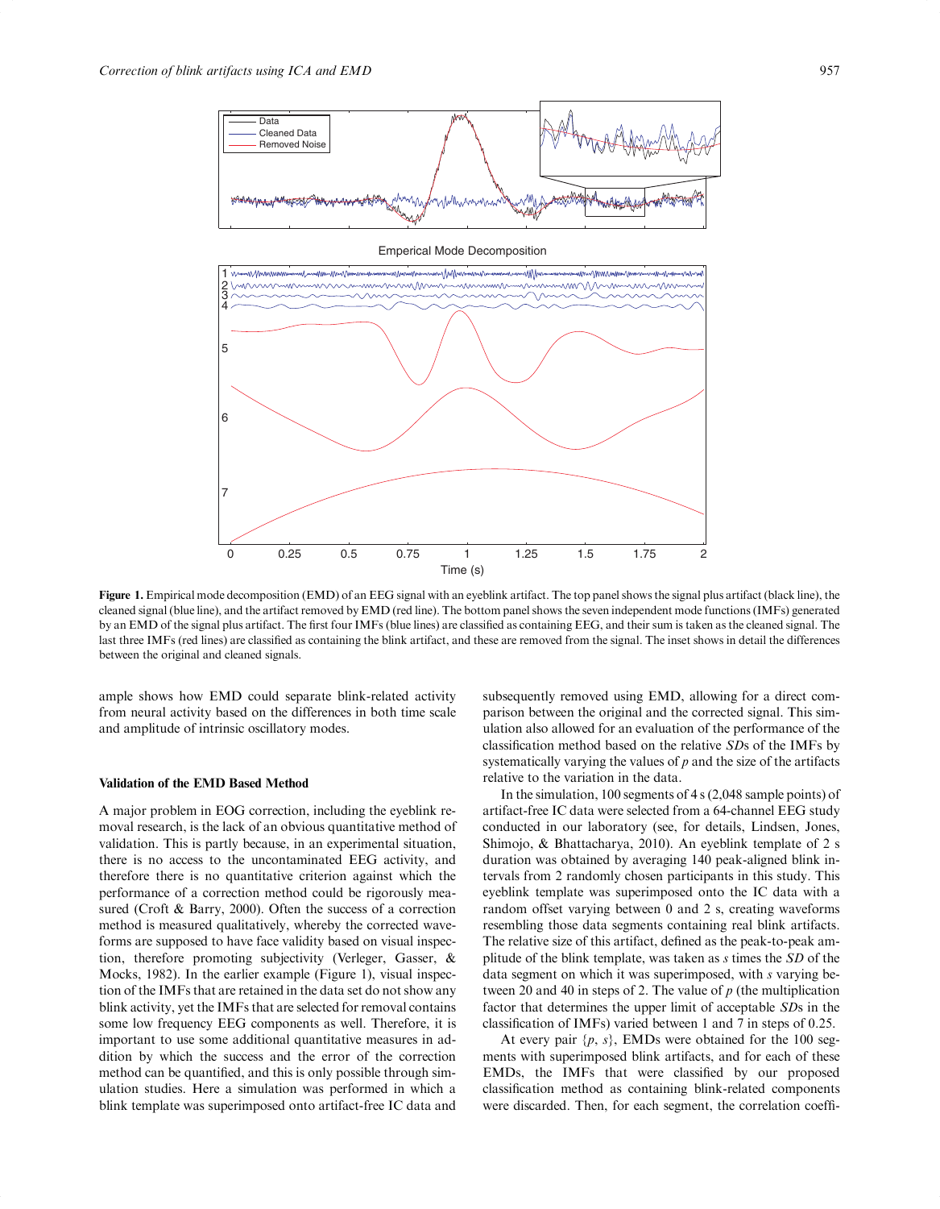Data
Cleaned Data
Removed Noise

Emperical Mode Decomposition

1
2
3
4
5
6
7

0 0.25 0.5 0.75 1 1.25 1.5 1.75 2
Time (s)

**Figure 1.** Empirical mode decomposition (EMD) of an EEG signal with an eyeblink artifact. The top panel shows the signal plus artifact (black line), the cleaned signal (blue line), and the artifact removed by EMD (red line). The bottom panel shows the seven independent mode functions (IMFs) generated by an EMD of the signal plus artifact. The first four IMFs (blue lines) are classified as containing EEG, and their sum is taken as the cleaned signal. The last three IMFs (red lines) are classified as containing the blink artifact, and these are removed from the signal. The inset shows in detail the differences between the original and cleaned signals.

ample shows how EMD could separate blink-related activity from neural activity based on the differences in both time scale and amplitude of intrinsic oscillatory modes.

### Validation of the EMD Based Method

A major problem in EOG correction, including the eyeblink removal research, is the lack of an obvious quantitative method of validation. This is partly because, in an experimental situation, there is no access to the uncontaminated EEG activity, and therefore there is no quantitative criterion against which the performance of a correction method could be rigorously measured (Croft & Barry, 2000). Often the success of a correction method is measured qualitatively, whereby the corrected waveforms are supposed to have face validity based on visual inspection, therefore promoting subjectivity (Verleger, Gasser, & Mocks, 1982). In the earlier example (Figure 1), visual inspection of the IMFs that are retained in the data set do not show any blink activity, yet the IMFs that are selected for removal contains some low frequency EEG components as well. Therefore, it is important to use some additional quantitative measures in addition by which the success and the error of the correction method can be quantified, and this is only possible through simulation studies. Here a simulation was performed in which a blink template was superimposed onto artifact-free IC data and subsequently removed using EMD, allowing for a direct comparison between the original and the corrected signal. This simulation also allowed for an evaluation of the performance of the classification method based on the relative *SD*s of the IMFs by systematically varying the values of $p$ and the size of the artifacts relative to the variation in the data.

In the simulation, 100 segments of 4 s (2,048 sample points) of artifact-free IC data were selected from a 64-channel EEG study conducted in our laboratory (see, for details, Lindsen, Jones, Shimojo, & Bhattacharya, 2010). An eyeblink template of 2 s duration was obtained by averaging 140 peak-aligned blink intervals from 2 randomly chosen participants in this study. This eyeblink template was superimposed onto the IC data with a random offset varying between 0 and 2 s, creating waveforms resembling those data segments containing real blink artifacts. The relative size of this artifact, defined as the peak-to-peak amplitude of the blink template, was taken as $s$ times the *SD* of the data segment on which it was superimposed, with $s$ varying between 20 and 40 in steps of 2. The value of $p$ (the multiplication factor that determines the upper limit of acceptable *SD*s in the classification of IMFs) varied between 1 and 7 in steps of 0.25.

At every pair $\{p, s\}$, EMDs were obtained for the 100 segments with superimposed blink artifacts, and for each of these EMDs, the IMFs that were classified by our proposed classification method as containing blink-related components were discarded. Then, for each segment, the correlation coeffi-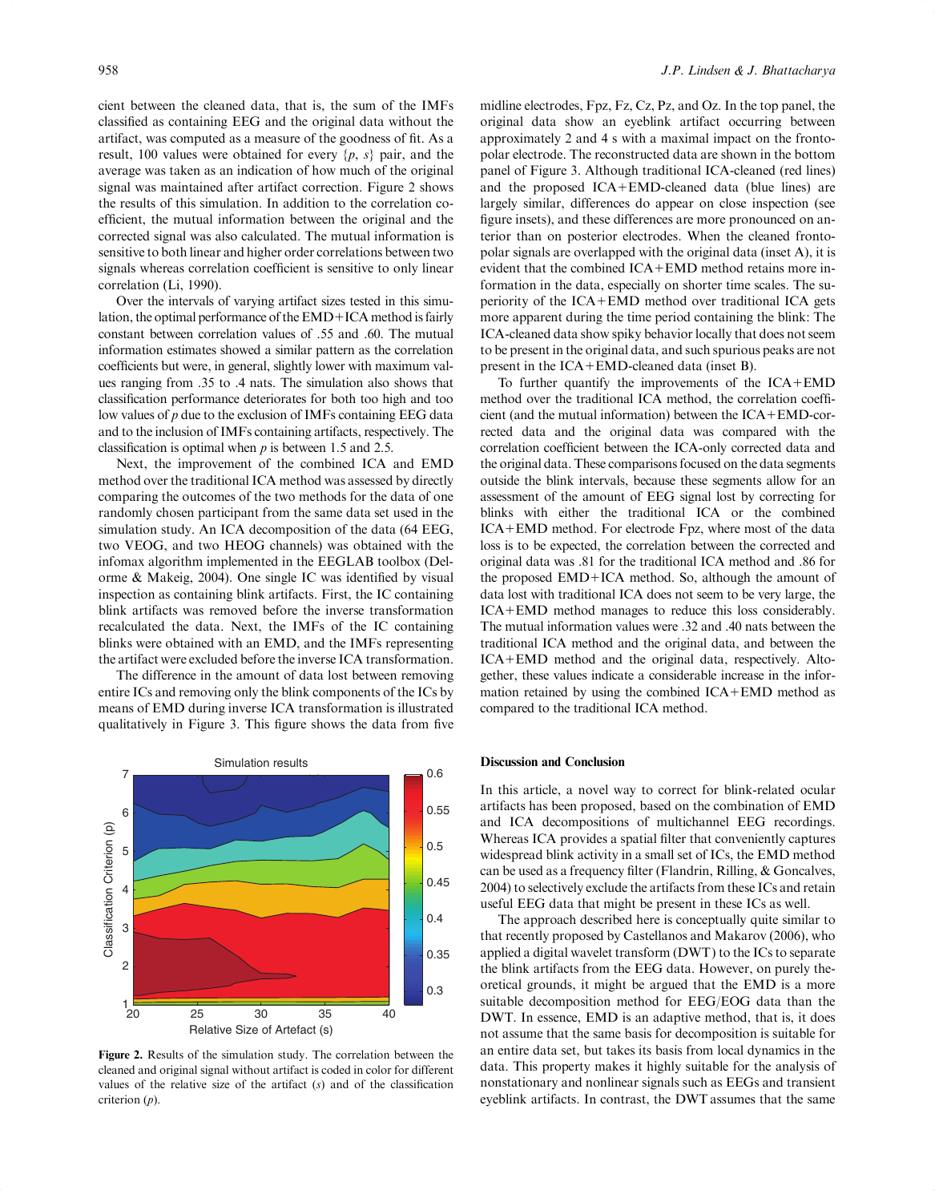cient between the cleaned data, that is, the sum of the IMFs classified as containing EEG and the original data without the artifact, was computed as a measure of the goodness of fit. As a result, 100 values were obtained for every $\{p, s\}$ pair, and the average was taken as an indication of how much of the original signal was maintained after artifact correction. Figure 2 shows the results of this simulation. In addition to the correlation coefficient, the mutual information between the original and the corrected signal was also calculated. The mutual information is sensitive to both linear and higher order correlations between two signals whereas correlation coefficient is sensitive to only linear correlation (Li, 1990).

Over the intervals of varying artifact sizes tested in this simulation, the optimal performance of the EMD+ICA method is fairly constant between correlation values of .55 and .60. The mutual information estimates showed a similar pattern as the correlation coefficients but were, in general, slightly lower with maximum values ranging from .35 to .4 nats. The simulation also shows that classification performance deteriorates for both too high and too low values of $p$ due to the exclusion of IMFs containing EEG data and to the inclusion of IMFs containing artifacts, respectively. The classification is optimal when $p$ is between 1.5 and 2.5.

Next, the improvement of the combined ICA and EMD method over the traditional ICA method was assessed by directly comparing the outcomes of the two methods for the data of one randomly chosen participant from the same data set used in the simulation study. An ICA decomposition of the data (64 EEG, two VEOG, and two HEOG channels) was obtained with the infomax algorithm implemented in the EEGLAB toolbox (Delorme & Makeig, 2004). One single IC was identified by visual inspection as containing blink artifacts. First, the IC containing blink artifacts was removed before the inverse transformation recalculated the data. Next, the IMFs of the IC containing blinks were obtained with an EMD, and the IMFs representing the artifact were excluded before the inverse ICA transformation.

The difference in the amount of data lost between removing entire ICs and removing only the blink components of the ICs by means of EMD during inverse ICA transformation is illustrated qualitatively in Figure 3. This figure shows the data from five midline electrodes, Fpz, Fz, Cz, Pz, and Oz. In the top panel, the original data show an eyeblink artifact occurring between approximately 2 and 4 s with a maximal impact on the frontopolar electrode. The reconstructed data are shown in the bottom panel of Figure 3. Although traditional ICA-cleaned (red lines) and the proposed ICA+EMD-cleaned data (blue lines) are largely similar, differences do appear on close inspection (see figure insets), and these differences are more pronounced on anterior than on posterior electrodes. When the cleaned frontopolar signals are overlapped with the original data (inset A), it is evident that the combined ICA+EMD method retains more information in the data, especially on shorter time scales. The superiority of the ICA+EMD method over traditional ICA gets more apparent during the time period containing the blink: The ICA-cleaned data show spiky behavior locally that does not seem to be present in the original data, and such spurious peaks are not present in the ICA+EMD-cleaned data (inset B).

To further quantify the improvements of the ICA+EMD method over the traditional ICA method, the correlation coefficient (and the mutual information) between the ICA+EMD-corrected data and the original data was compared with the correlation coefficient between the ICA-only corrected data and the original data. These comparisons focused on the data segments outside the blink intervals, because these segments allow for an assessment of the amount of EEG signal lost by correcting for blinks with either the traditional ICA or the combined ICA+EMD method. For electrode Fpz, where most of the data loss is to be expected, the correlation between the corrected and original data was .81 for the traditional ICA method and .86 for the proposed EMD+ICA method. So, although the amount of data lost with traditional ICA does not seem to be very large, the ICA+EMD method manages to reduce this loss considerably. The mutual information values were .32 and .40 nats between the traditional ICA method and the original data, and between the ICA+EMD method and the original data, respectively. Altogether, these values indicate a considerable increase in the information retained by using the combined ICA+EMD method as compared to the traditional ICA method.

**Figure 2.** Results of the simulation study. The correlation between the cleaned and original signal without artifact is coded in color for different values of the relative size of the artifact ($s$) and of the classification criterion ($p$).

## Discussion and Conclusion

In this article, a novel way to correct for blink-related ocular artifacts has been proposed, based on the combination of EMD and ICA decompositions of multichannel EEG recordings. Whereas ICA provides a spatial filter that conveniently captures widespread blink activity in a small set of ICs, the EMD method can be used as a frequency filter (Flandrin, Rilling, & Goncalves, 2004) to selectively exclude the artifacts from these ICs and retain useful EEG data that might be present in these ICs as well.

The approach described here is conceptually quite similar to that recently proposed by Castellanos and Makarov (2006), who applied a digital wavelet transform (DWT) to the ICs to separate the blink artifacts from the EEG data. However, on purely theoretical grounds, it might be argued that the EMD is a more suitable decomposition method for EEG/EOG data than the DWT. In essence, EMD is an adaptive method, that is, it does not assume that the same basis for decomposition is suitable for an entire data set, but takes its basis from local dynamics in the data. This property makes it highly suitable for the analysis of nonstationary and nonlinear signals such as EEGs and transient eyeblink artifacts. In contrast, the DWT assumes that the same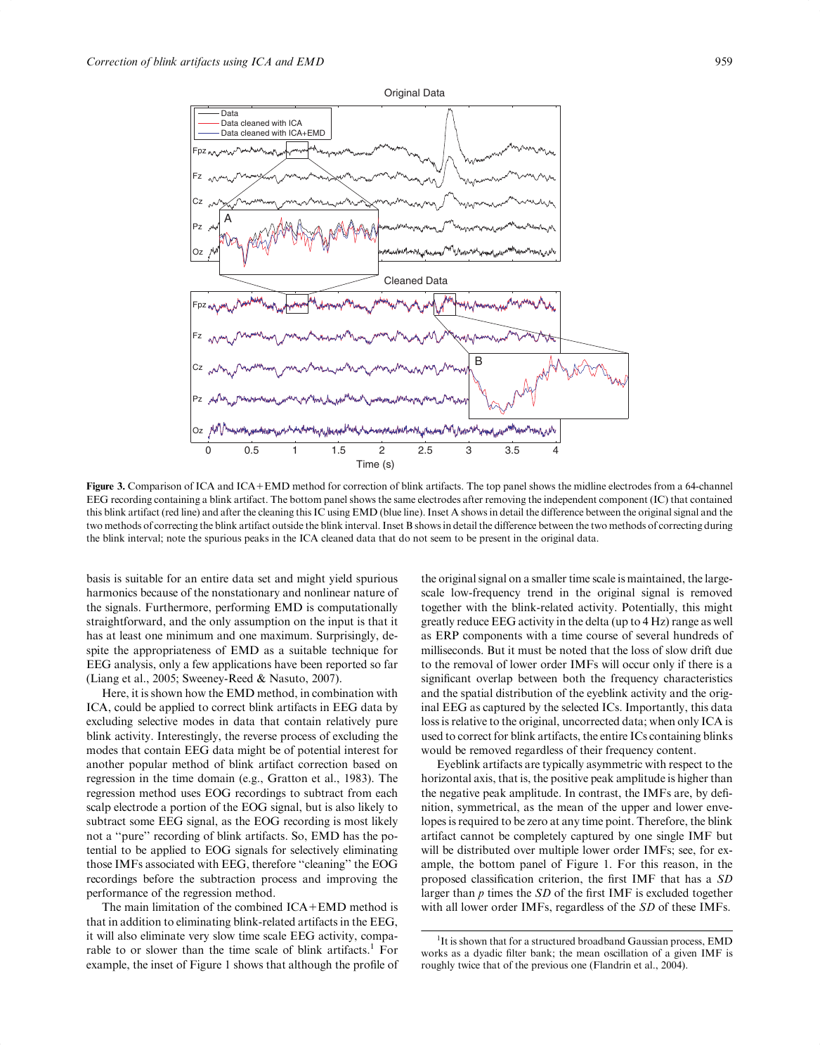**Figure 3.** Comparison of ICA and ICA+EMD method for correction of blink artifacts. The top panel shows the midline electrodes from a 64-channel EEG recording containing a blink artifact. The bottom panel shows the same electrodes after removing the independent component (IC) that contained this blink artifact (red line) and after the cleaning this IC using EMD (blue line). Inset A shows in detail the difference between the original signal and the two methods of correcting the blink artifact outside the blink interval. Inset B shows in detail the difference between the two methods of correcting during the blink interval; note the spurious peaks in the ICA cleaned data that do not seem to be present in the original data.

basis is suitable for an entire data set and might yield spurious harmonics because of the nonstationary and nonlinear nature of the signals. Furthermore, performing EMD is computationally straightforward, and the only assumption on the input is that it has at least one minimum and one maximum. Surprisingly, despite the appropriateness of EMD as a suitable technique for EEG analysis, only a few applications have been reported so far (Liang et al., 2005; Sweeney-Reed & Nasuto, 2007).

Here, it is shown how the EMD method, in combination with ICA, could be applied to correct blink artifacts in EEG data by excluding selective modes in data that contain relatively pure blink activity. Interestingly, the reverse process of excluding the modes that contain EEG data might be of potential interest for another popular method of blink artifact correction based on regression in the time domain (e.g., Gratton et al., 1983). The regression method uses EOG recordings to subtract from each scalp electrode a portion of the EOG signal, but is also likely to subtract some EEG signal, as the EOG recording is most likely not a "pure" recording of blink artifacts. So, EMD has the potential to be applied to EOG signals for selectively eliminating those IMFs associated with EEG, therefore "cleaning" the EOG recordings before the subtraction process and improving the performance of the regression method.

The main limitation of the combined ICA+EMD method is that in addition to eliminating blink-related artifacts in the EEG, it will also eliminate very slow time scale EEG activity, comparable to or slower than the time scale of blink artifacts.[1] For example, the inset of Figure 1 shows that although the profile of the original signal on a smaller time scale is maintained, the large-scale low-frequency trend in the original signal is removed together with the blink-related activity. Potentially, this might greatly reduce EEG activity in the delta (up to 4 Hz) range as well as ERP components with a time course of several hundreds of milliseconds. But it must be noted that the loss of slow drift due to the removal of lower order IMFs will occur only if there is a significant overlap between both the frequency characteristics and the spatial distribution of the eyeblink activity and the original EEG as captured by the selected ICs. Importantly, this data loss is relative to the original, uncorrected data; when only ICA is used to correct for blink artifacts, the entire ICs containing blinks would be removed regardless of their frequency content.

Eyeblink artifacts are typically asymmetric with respect to the horizontal axis, that is, the positive peak amplitude is higher than the negative peak amplitude. In contrast, the IMFs are, by definition, symmetrical, as the mean of the upper and lower envelopes is required to be zero at any time point. Therefore, the blink artifact cannot be completely captured by one single IMF but will be distributed over multiple lower order IMFs; see, for example, the bottom panel of Figure 1. For this reason, in the proposed classification criterion, the first IMF that has a *SD* larger than *p* times the *SD* of the first IMF is excluded together with all lower order IMFs, regardless of the *SD* of these IMFs.

[1] It is shown that for a structured broadband Gaussian process, EMD works as a dyadic filter bank; the mean oscillation of a given IMF is roughly twice that of the previous one (Flandrin et al., 2004).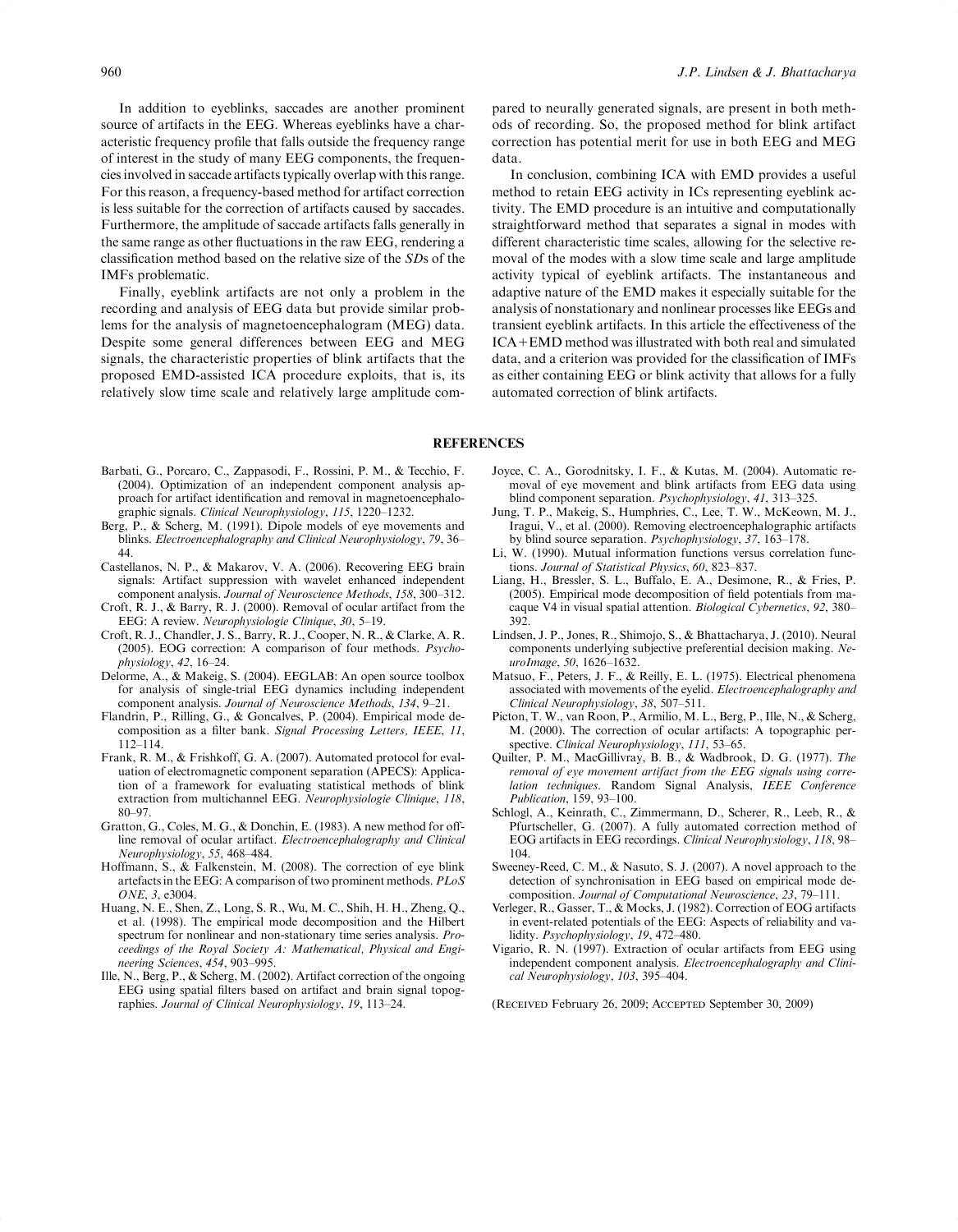In addition to eyeblinks, saccades are another prominent source of artifacts in the EEG. Whereas eyeblinks have a characteristic frequency profile that falls outside the frequency range of interest in the study of many EEG components, the frequencies involved in saccade artifacts typically overlap with this range. For this reason, a frequency-based method for artifact correction is less suitable for the correction of artifacts caused by saccades. Furthermore, the amplitude of saccade artifacts falls generally in the same range as other fluctuations in the raw EEG, rendering a classification method based on the relative size of the *SD*s of the IMFs problematic.

Finally, eyeblink artifacts are not only a problem in the recording and analysis of EEG data but provide similar problems for the analysis of magnetoencephalogram (MEG) data. Despite some general differences between EEG and MEG signals, the characteristic properties of blink artifacts that the proposed EMD-assisted ICA procedure exploits, that is, its relatively slow time scale and relatively large amplitude compared to neurally generated signals, are present in both methods of recording. So, the proposed method for blink artifact correction has potential merit for use in both EEG and MEG data.

In conclusion, combining ICA with EMD provides a useful method to retain EEG activity in ICs representing eyeblink activity. The EMD procedure is an intuitive and computationally straightforward method that separates a signal in modes with different characteristic time scales, allowing for the selective removal of the modes with a slow time scale and large amplitude activity typical of eyeblink artifacts. The instantaneous and adaptive nature of the EMD makes it especially suitable for the analysis of nonstationary and nonlinear processes like EEGs and transient eyeblink artifacts. In this article the effectiveness of the ICA+EMD method was illustrated with both real and simulated data, and a criterion was provided for the classification of IMFs as either containing EEG or blink activity that allows for a fully automated correction of blink artifacts.

## REFERENCES

Barbati, G., Porcaro, C., Zappasodi, F., Rossini, P. M., & Tecchio, F. (2004). Optimization of an independent component analysis approach for artifact identification and removal in magnetoencephalographic signals. *Clinical Neurophysiology*, *115*, 1220–1232.

Berg, P., & Scherg, M. (1991). Dipole models of eye movements and blinks. *Electroencephalography and Clinical Neurophysiology*, *79*, 36–44.

Castellanos, N. P., & Makarov, V. A. (2006). Recovering EEG brain signals: Artifact suppression with wavelet enhanced independent component analysis. *Journal of Neuroscience Methods*, *158*, 300–312.

Croft, R. J., & Barry, R. J. (2000). Removal of ocular artifact from the EEG: A review. *Neurophysiologie Clinique*, *30*, 5–19.

Croft, R. J., Chandler, J. S., Barry, R. J., Cooper, N. R., & Clarke, A. R. (2005). EOG correction: A comparison of four methods. *Psychophysiology*, *42*, 16–24.

Delorme, A., & Makeig, S. (2004). EEGLAB: An open source toolbox for analysis of single-trial EEG dynamics including independent component analysis. *Journal of Neuroscience Methods*, *134*, 9–21.

Flandrin, P., Rilling, G., & Goncalves, P. (2004). Empirical mode decomposition as a filter bank. *Signal Processing Letters, IEEE*, *11*, 112–114.

Frank, R. M., & Frishkoff, G. A. (2007). Automated protocol for evaluation of electromagnetic component separation (APECS): Application of a framework for evaluating statistical methods of blink extraction from multichannel EEG. *Neurophysiologie Clinique*, *118*, 80–97.

Gratton, G., Coles, M. G., & Donchin, E. (1983). A new method for offline removal of ocular artifact. *Electroencephalography and Clinical Neurophysiology*, *55*, 468–484.

Hoffmann, S., & Falkenstein, M. (2008). The correction of eye blink artefacts in the EEG: A comparison of two prominent methods. *PLoS ONE*, *3*, e3004.

Huang, N. E., Shen, Z., Long, S. R., Wu, M. C., Shih, H. H., Zheng, Q., et al. (1998). The empirical mode decomposition and the Hilbert spectrum for nonlinear and non-stationary time series analysis. *Proceedings of the Royal Society A: Mathematical, Physical and Engineering Sciences*, *454*, 903–995.

Ille, N., Berg, P., & Scherg, M. (2002). Artifact correction of the ongoing EEG using spatial filters based on artifact and brain signal topographies. *Journal of Clinical Neurophysiology*, *19*, 113–24.

Joyce, C. A., Gorodnitsky, I. F., & Kutas, M. (2004). Automatic removal of eye movement and blink artifacts from EEG data using blind component separation. *Psychophysiology*, *41*, 313–325.

Jung, T. P., Makeig, S., Humphries, C., Lee, T. W., McKeown, M. J., Iragui, V., et al. (2000). Removing electroencephalographic artifacts by blind source separation. *Psychophysiology*, *37*, 163–178.

Li, W. (1990). Mutual information functions versus correlation functions. *Journal of Statistical Physics*, *60*, 823–837.

Liang, H., Bressler, S. L., Buffalo, E. A., Desimone, R., & Fries, P. (2005). Empirical mode decomposition of field potentials from macaque V4 in visual spatial attention. *Biological Cybernetics*, *92*, 380–392.

Lindsen, J. P., Jones, R., Shimojo, S., & Bhattacharya, J. (2010). Neural components underlying subjective preferential decision making. *NeuroImage*, *50*, 1626–1632.

Matsuo, F., Peters, J. F., & Reilly, E. L. (1975). Electrical phenomena associated with movements of the eyelid. *Electroencephalography and Clinical Neurophysiology*, *38*, 507–511.

Picton, T. W., van Roon, P., Armilio, M. L., Berg, P., Ille, N., & Scherg, M. (2000). The correction of ocular artifacts: A topographic perspective. *Clinical Neurophysiology*, *111*, 53–65.

Quilter, P. M., MacGillivray, B. B., & Wadbrook, D. G. (1977). *The removal of eye movement artifact from the EEG signals using correlation techniques*. Random Signal Analysis, *IEEE Conference Publication*, 159, 93–100.

Schlogl, A., Keinrath, C., Zimmermann, D., Scherer, R., Leeb, R., & Pfurtscheller, G. (2007). A fully automated correction method of EOG artifacts in EEG recordings. *Clinical Neurophysiology*, *118*, 98–104.

Sweeney-Reed, C. M., & Nasuto, S. J. (2007). A novel approach to the detection of synchronisation in EEG based on empirical mode decomposition. *Journal of Computational Neuroscience*, *23*, 79–111.

Verleger, R., Gasser, T., & Mocks, J. (1982). Correction of EOG artifacts in event-related potentials of the EEG: Aspects of reliability and validity. *Psychophysiology*, *19*, 472–480.

Vigario, R. N. (1997). Extraction of ocular artifacts from EEG using independent component analysis. *Electroencephalography and Clinical Neurophysiology*, *103*, 395–404.

(Received February 26, 2009; Accepted September 30, 2009)